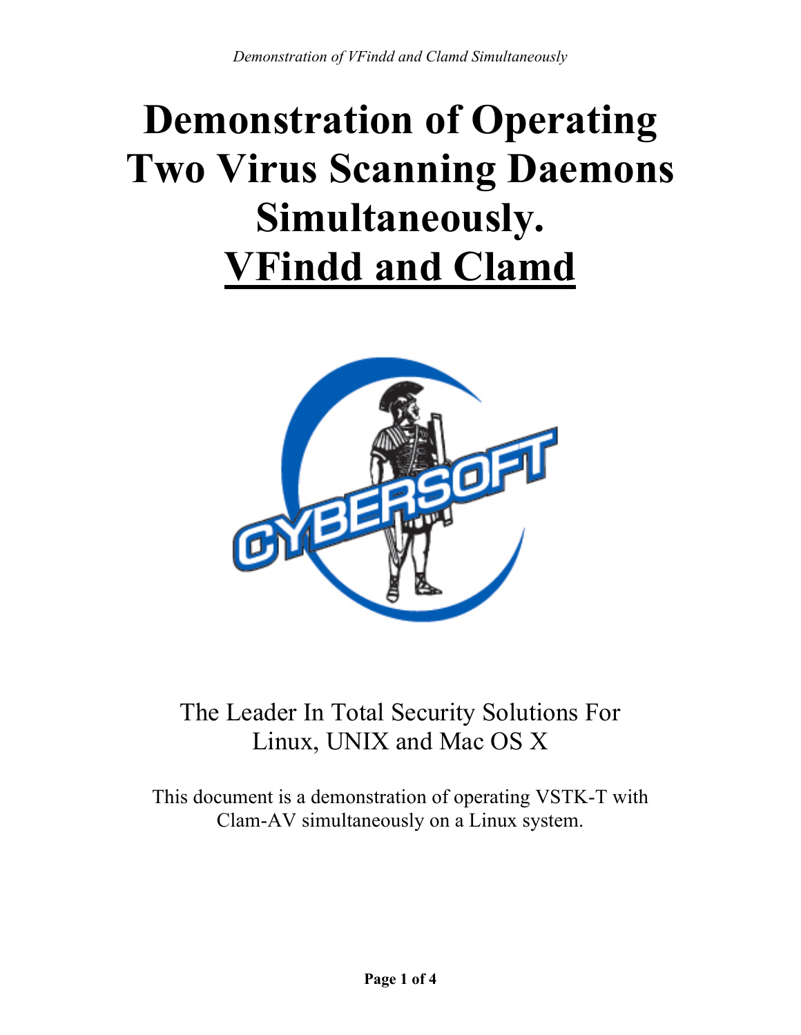# Demonstration of Operating Two Virus Scanning Daemons Simultaneously. VFindd and Clamd

The Leader In Total Security Solutions For Linux, UNIX and Mac OS X

This document is a demonstration of operating VSTK-T with Clam-AV simultaneously on a Linux system.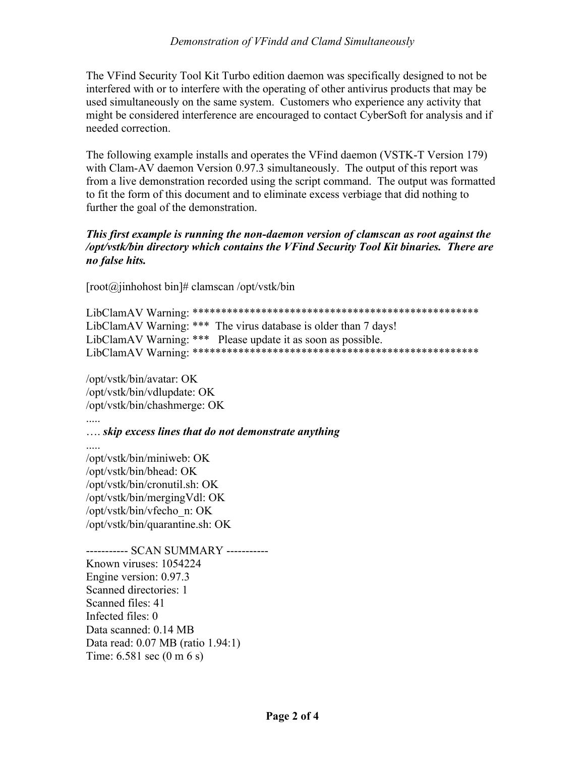The VFind Security Tool Kit Turbo edition daemon was specifically designed to not be interfered with or to interfere with the operating of other antivirus products that may be used simultaneously on the same system. Customers who experience any activity that might be considered interference are encouraged to contact CyberSoft for analysis and if needed correction.

The following example installs and operates the VFind daemon (VSTK-T Version 179) with Clam-AV daemon Version 0.97.3 simultaneously. The output of this report was from a live demonstration recorded using the script command. The output was formatted to fit the form of this document and to eliminate excess verbiage that did nothing to further the goal of the demonstration.

***This first example is running the non-daemon version of clamscan as root against the /opt/vstk/bin directory which contains the VFind Security Tool Kit binaries. There are no false hits.***

```
[root@jinhohost bin]# clamscan /opt/vstk/bin

LibClamAV Warning: **************************************************
LibClamAV Warning: ***  The virus database is older than 7 days!
LibClamAV Warning: ***   Please update it as soon as possible.
LibClamAV Warning: **************************************************

/opt/vstk/bin/avatar: OK
/opt/vstk/bin/vdlupdate: OK
/opt/vstk/bin/chashmerge: OK
.....
…. skip excess lines that do not demonstrate anything
.....
/opt/vstk/bin/miniweb: OK
/opt/vstk/bin/bhead: OK
/opt/vstk/bin/cronutil.sh: OK
/opt/vstk/bin/mergingVdl: OK
/opt/vstk/bin/vfecho_n: OK
/opt/vstk/bin/quarantine.sh: OK

----------- SCAN SUMMARY -----------
Known viruses: 1054224
Engine version: 0.97.3
Scanned directories: 1
Scanned files: 41
Infected files: 0
Data scanned: 0.14 MB
Data read: 0.07 MB (ratio 1.94:1)
Time: 6.581 sec (0 m 6 s)
```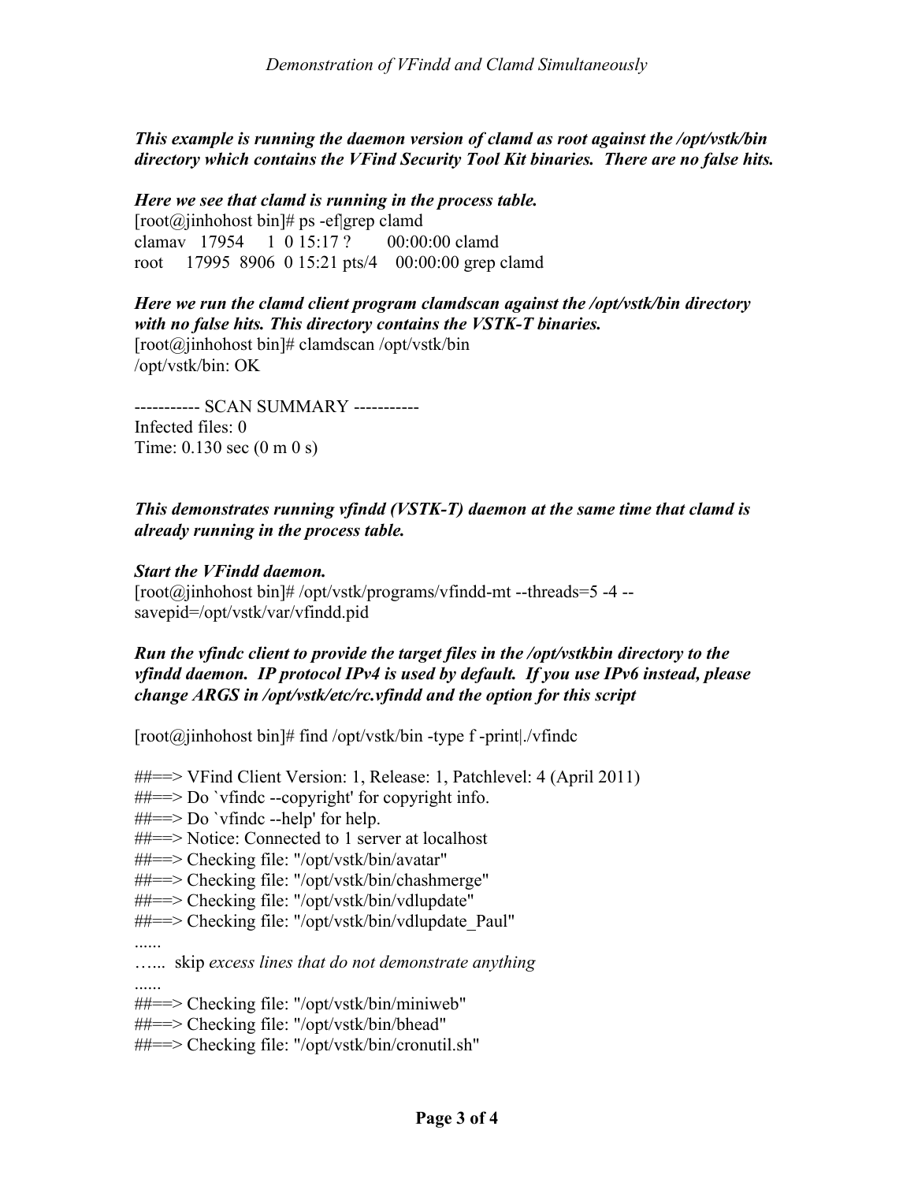***This example is running the daemon version of clamd as root against the /opt/vstk/bin directory which contains the VFind Security Tool Kit binaries. There are no false hits.***

***Here we see that clamd is running in the process table.***

```
[root@jinhohost bin]# ps -ef|grep clamd
clamav   17954     1  0 15:17 ?        00:00:00 clamd
root     17995  8906  0 15:21 pts/4    00:00:00 grep clamd
```

***Here we run the clamd client program clamdscan against the /opt/vstk/bin directory with no false hits. This directory contains the VSTK-T binaries.***

```
[root@jinhohost bin]# clamdscan /opt/vstk/bin
/opt/vstk/bin: OK

----------- SCAN SUMMARY -----------
Infected files: 0
Time: 0.130 sec (0 m 0 s)
```

***This demonstrates running vfindd (VSTK-T) daemon at the same time that clamd is already running in the process table.***

***Start the VFindd daemon.***

```
[root@jinhohost bin]# /opt/vstk/programs/vfindd-mt --threads=5 -4 --savepid=/opt/vstk/var/vfindd.pid
```

***Run the vfindc client to provide the target files in the /opt/vstkbin directory to the vfindd daemon. IP protocol IPv4 is used by default. If you use IPv6 instead, please change ARGS in /opt/vstk/etc/rc.vfindd and the option for this script***

```
[root@jinhohost bin]# find /opt/vstk/bin -type f -print|./vfindc

##==> VFind Client Version: 1, Release: 1, Patchlevel: 4 (April 2011)
##==> Do `vfindc --copyright' for copyright info.
##==> Do `vfindc --help' for help.
##==> Notice: Connected to 1 server at localhost
##==> Checking file: "/opt/vstk/bin/avatar"
##==> Checking file: "/opt/vstk/bin/chashmerge"
##==> Checking file: "/opt/vstk/bin/vdlupdate"
##==> Checking file: "/opt/vstk/bin/vdlupdate_Paul"
......
…... skip excess lines that do not demonstrate anything
......
##==> Checking file: "/opt/vstk/bin/miniweb"
##==> Checking file: "/opt/vstk/bin/bhead"
##==> Checking file: "/opt/vstk/bin/cronutil.sh"
```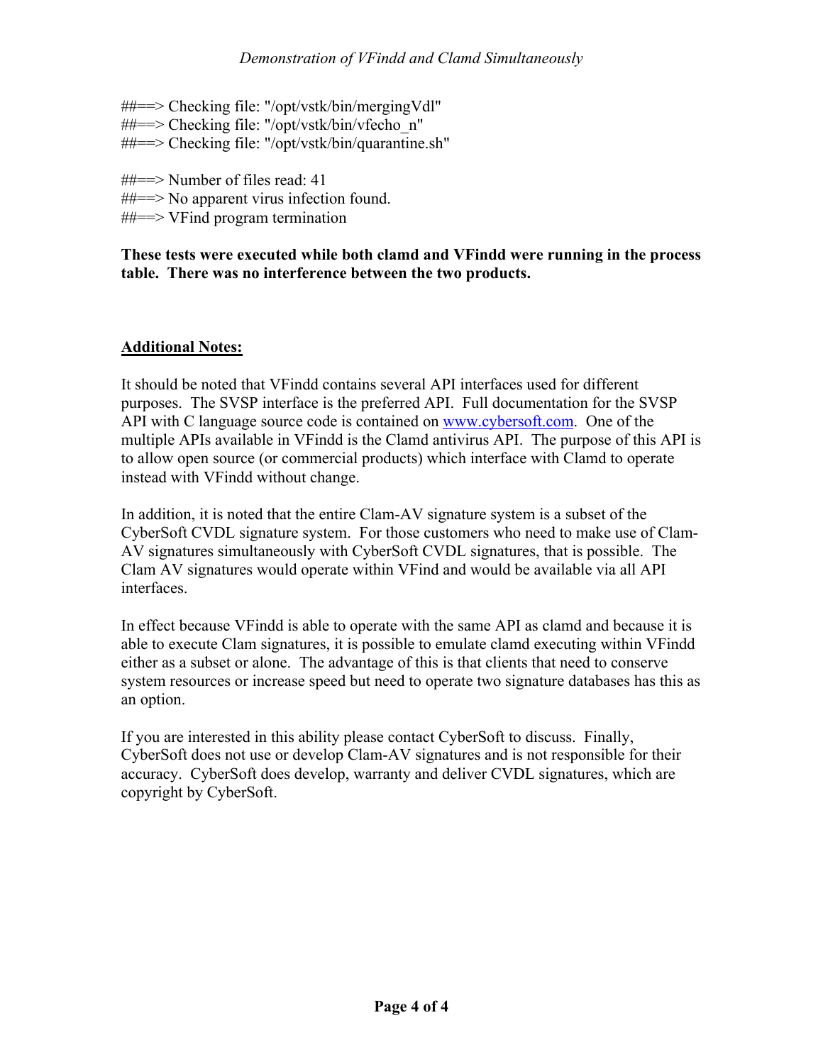##==> Checking file: "/opt/vstk/bin/mergingVdl"
##==> Checking file: "/opt/vstk/bin/vfecho_n"
##==> Checking file: "/opt/vstk/bin/quarantine.sh"

##==> Number of files read: 41
##==> No apparent virus infection found.
##==> VFind program termination

**These tests were executed while both clamd and VFindd were running in the process table. There was no interference between the two products.**

## Additional Notes:

It should be noted that VFindd contains several API interfaces used for different purposes. The SVSP interface is the preferred API. Full documentation for the SVSP API with C language source code is contained on [www.cybersoft.com](http://www.cybersoft.com). One of the multiple APIs available in VFindd is the Clamd antivirus API. The purpose of this API is to allow open source (or commercial products) which interface with Clamd to operate instead with VFindd without change.

In addition, it is noted that the entire Clam-AV signature system is a subset of the CyberSoft CVDL signature system. For those customers who need to make use of Clam-AV signatures simultaneously with CyberSoft CVDL signatures, that is possible. The Clam AV signatures would operate within VFind and would be available via all API interfaces.

In effect because VFindd is able to operate with the same API as clamd and because it is able to execute Clam signatures, it is possible to emulate clamd executing within VFindd either as a subset or alone. The advantage of this is that clients that need to conserve system resources or increase speed but need to operate two signature databases has this as an option.

If you are interested in this ability please contact CyberSoft to discuss. Finally, CyberSoft does not use or develop Clam-AV signatures and is not responsible for their accuracy. CyberSoft does develop, warranty and deliver CVDL signatures, which are copyright by CyberSoft.